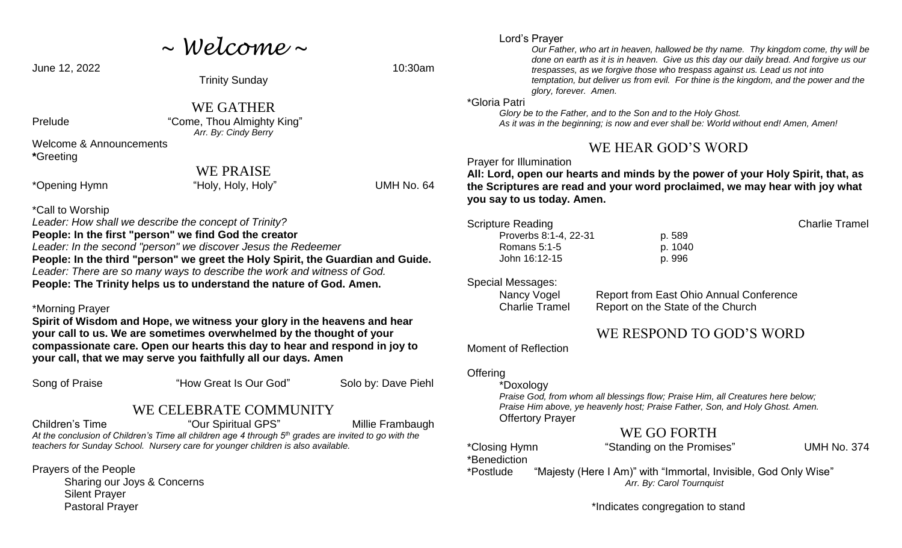# ~ Welcome ~

June 12, 2022 10:30am

Trinity Sunday

## WE GATHER

Prelude "Come, Thou Almighty King"
*Arr. By: Cindy Berry*

Welcome & Announcements

**\***Greeting

## WE PRAISE

*Opening Hymn "Holy, Holy, Holy" UMH No. 64

*Call to Worship

*Leader: How shall we describe the concept of Trinity?*

**People: In the first "person" we find God the creator**

*Leader: In the second "person" we discover Jesus the Redeemer*

**People: In the third "person" we greet the Holy Spirit, the Guardian and Guide.**

*Leader: There are so many ways to describe the work and witness of God.*

**People: The Trinity helps us to understand the nature of God. Amen.**

*Morning Prayer

**Spirit of Wisdom and Hope, we witness your glory in the heavens and hear your call to us. We are sometimes overwhelmed by the thought of your compassionate care. Open our hearts this day to hear and respond in joy to your call, that we may serve you faithfully all our days. Amen**

Song of Praise "How Great Is Our God" Solo by: Dave Piehl

## WE CELEBRATE COMMUNITY

Children's Time "Our Spiritual GPS" Millie Frambaugh

*At the conclusion of Children's Time all children age 4 through 5th grades are invited to go with the teachers for Sunday School. Nursery care for younger children is also available.*

Prayers of the People
- Sharing our Joys & Concerns
- Silent Prayer
- Pastoral Prayer

Lord's Prayer

*Our Father, who art in heaven, hallowed be thy name. Thy kingdom come, thy will be done on earth as it is in heaven. Give us this day our daily bread. And forgive us our trespasses, as we forgive those who trespass against us. Lead us not into temptation, but deliver us from evil. For thine is the kingdom, and the power and the glory, forever. Amen.*

*Gloria Patri

*Glory be to the Father, and to the Son and to the Holy Ghost.*
*As it was in the beginning; is now and ever shall be: World without end! Amen, Amen!*

## WE HEAR GOD'S WORD

Prayer for Illumination

**All: Lord, open our hearts and minds by the power of your Holy Spirit, that, as the Scriptures are read and your word proclaimed, we may hear with joy what you say to us today. Amen.**

Scripture Reading Charlie Tramel

| | |
|---|---|
| Proverbs 8:1-4, 22-31 | p. 589 |
| Romans 5:1-5 | p. 1040 |
| John 16:12-15 | p. 996 |

Special Messages:

| | |
|---|---|
| Nancy Vogel | Report from East Ohio Annual Conference |
| Charlie Tramel | Report on the State of the Church |

## WE RESPOND TO GOD'S WORD

Moment of Reflection

Offering

*Doxology

*Praise God, from whom all blessings flow; Praise Him, all Creatures here below; Praise Him above, ye heavenly host; Praise Father, Son, and Holy Ghost. Amen.*

Offertory Prayer

## WE GO FORTH

*Closing Hymn "Standing on the Promises" UMH No. 374

*Benediction

*Postlude "Majesty (Here I Am)" with "Immortal, Invisible, God Only Wise"
*Arr. By: Carol Tournquist*

*Indicates congregation to stand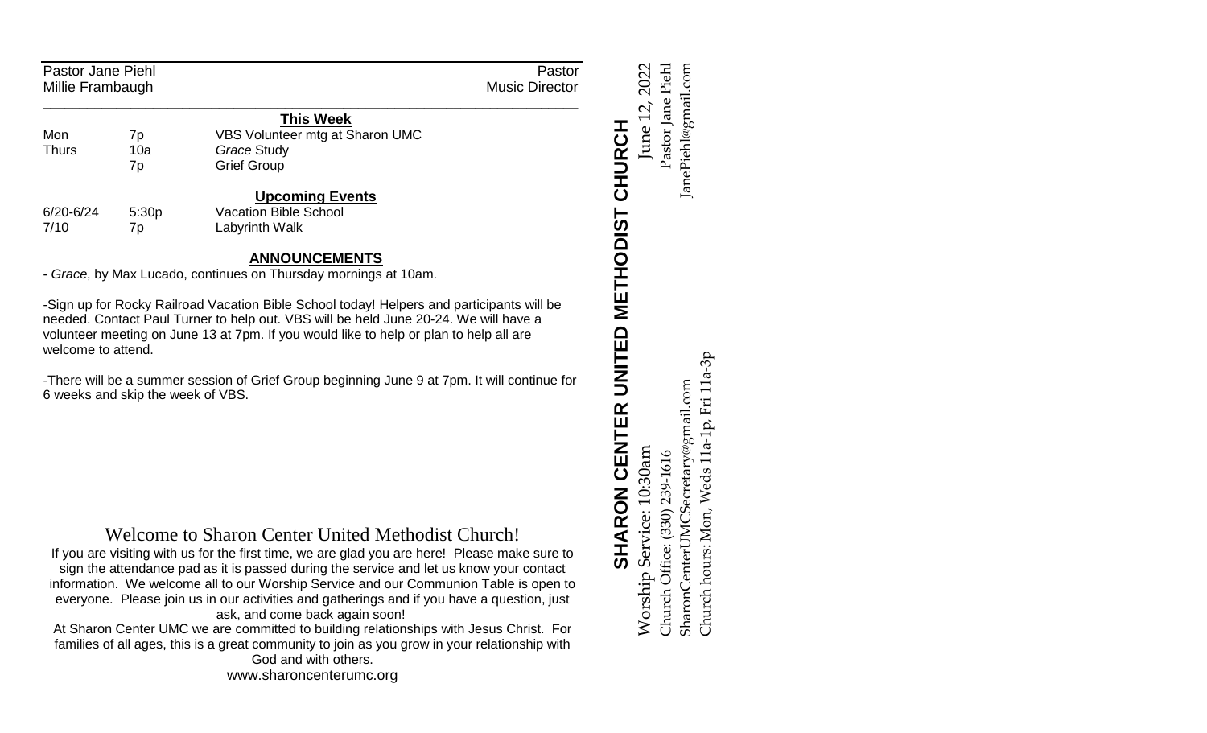Pastor Jane Piehl — Pastor
Millie Frambaugh — Music Director

## This Week

| | | |
|---|---|---|
| Mon | 7p | VBS Volunteer mtg at Sharon UMC |
| Thurs | 10a | *Grace* Study |
| | 7p | Grief Group |

## Upcoming Events

| | | |
|---|---|---|
| 6/20-6/24 | 5:30p | Vacation Bible School |
| 7/10 | 7p | Labyrinth Walk |

## ANNOUNCEMENTS

- *Grace*, by Max Lucado, continues on Thursday mornings at 10am.

-Sign up for Rocky Railroad Vacation Bible School today! Helpers and participants will be needed. Contact Paul Turner to help out. VBS will be held June 20-24. We will have a volunteer meeting on June 13 at 7pm. If you would like to help or plan to help all are welcome to attend.

-There will be a summer session of Grief Group beginning June 9 at 7pm. It will continue for 6 weeks and skip the week of VBS.

# Welcome to Sharon Center United Methodist Church!

If you are visiting with us for the first time, we are glad you are here! Please make sure to sign the attendance pad as it is passed during the service and let us know your contact information. We welcome all to our Worship Service and our Communion Table is open to everyone. Please join us in our activities and gatherings and if you have a question, just ask, and come back again soon!

At Sharon Center UMC we are committed to building relationships with Jesus Christ. For families of all ages, this is a great community to join as you grow in your relationship with God and with others.

www.sharoncenterumc.org

# SHARON CENTER UNITED METHODIST CHURCH

June 12, 2022
Pastor Jane Piehl
JanePiehl@gmail.com

Worship Service: 10:30am
Church Office: (330) 239-1616
SharonCenterUMCSecretary@gmail.com
Church hours: Mon, Weds 11a-1p, Fri 11a-3p